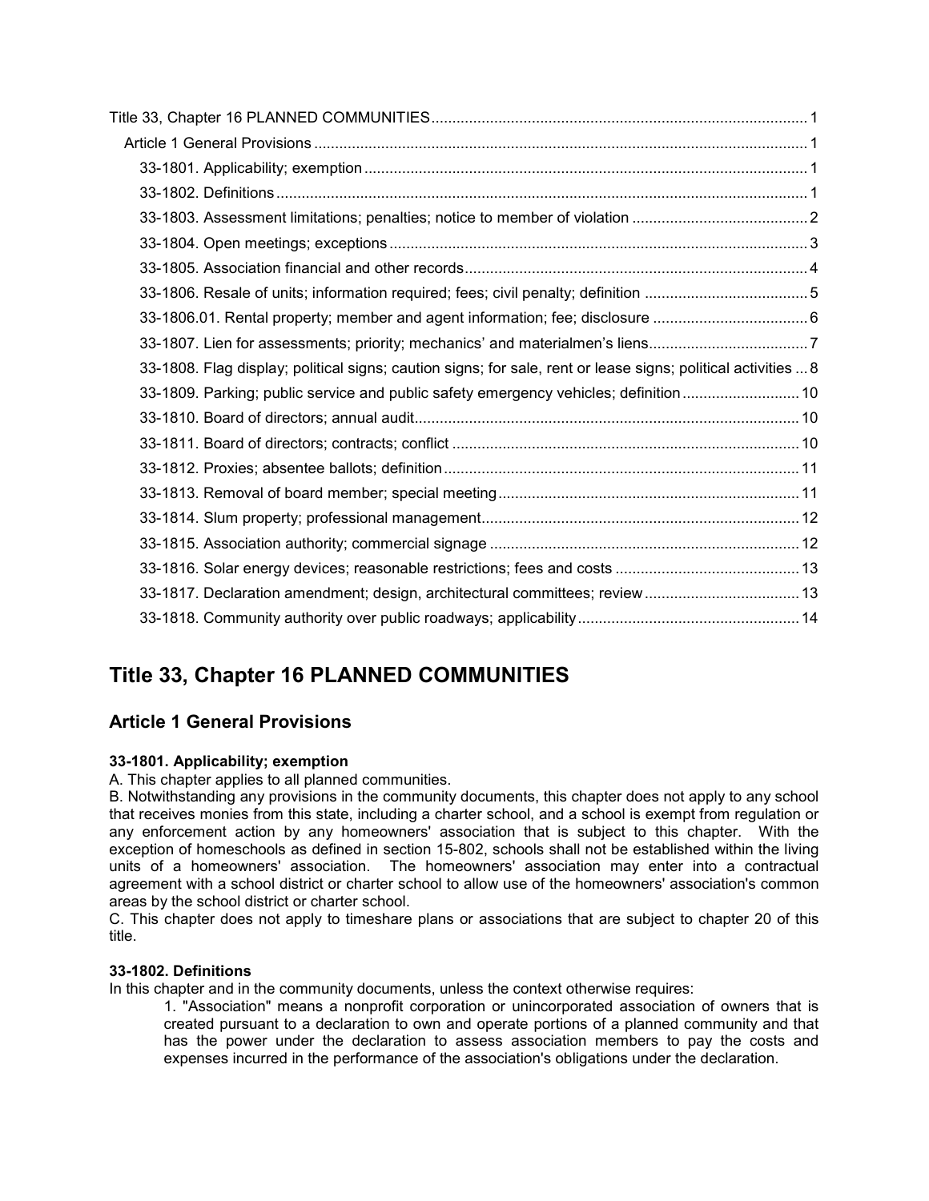Title 33, Chapter 16 PLANNED COMMUNITIES ........ 1
- Article 1 General Provisions ........ 1
  - 33-1801. Applicability; exemption ........ 1
  - 33-1802. Definitions ........ 1
  - 33-1803. Assessment limitations; penalties; notice to member of violation ........ 2
  - 33-1804. Open meetings; exceptions ........ 3
  - 33-1805. Association financial and other records ........ 4
  - 33-1806. Resale of units; information required; fees; civil penalty; definition ........ 5
  - 33-1806.01. Rental property; member and agent information; fee; disclosure ........ 6
  - 33-1807. Lien for assessments; priority; mechanics' and materialmen's liens ........ 7
  - 33-1808. Flag display; political signs; caution signs; for sale, rent or lease signs; political activities ... 8
  - 33-1809. Parking; public service and public safety emergency vehicles; definition ........ 10
  - 33-1810. Board of directors; annual audit ........ 10
  - 33-1811. Board of directors; contracts; conflict ........ 10
  - 33-1812. Proxies; absentee ballots; definition ........ 11
  - 33-1813. Removal of board member; special meeting ........ 11
  - 33-1814. Slum property; professional management ........ 12
  - 33-1815. Association authority; commercial signage ........ 12
  - 33-1816. Solar energy devices; reasonable restrictions; fees and costs ........ 13
  - 33-1817. Declaration amendment; design, architectural committees; review ........ 13
  - 33-1818. Community authority over public roadways; applicability ........ 14

# Title 33, Chapter 16 PLANNED COMMUNITIES

## Article 1 General Provisions

### 33-1801. Applicability; exemption

A. This chapter applies to all planned communities.

B. Notwithstanding any provisions in the community documents, this chapter does not apply to any school that receives monies from this state, including a charter school, and a school is exempt from regulation or any enforcement action by any homeowners' association that is subject to this chapter. With the exception of homeschools as defined in section 15-802, schools shall not be established within the living units of a homeowners' association. The homeowners' association may enter into a contractual agreement with a school district or charter school to allow use of the homeowners' association's common areas by the school district or charter school.

C. This chapter does not apply to timeshare plans or associations that are subject to chapter 20 of this title.

### 33-1802. Definitions

In this chapter and in the community documents, unless the context otherwise requires:

1. "Association" means a nonprofit corporation or unincorporated association of owners that is created pursuant to a declaration to own and operate portions of a planned community and that has the power under the declaration to assess association members to pay the costs and expenses incurred in the performance of the association's obligations under the declaration.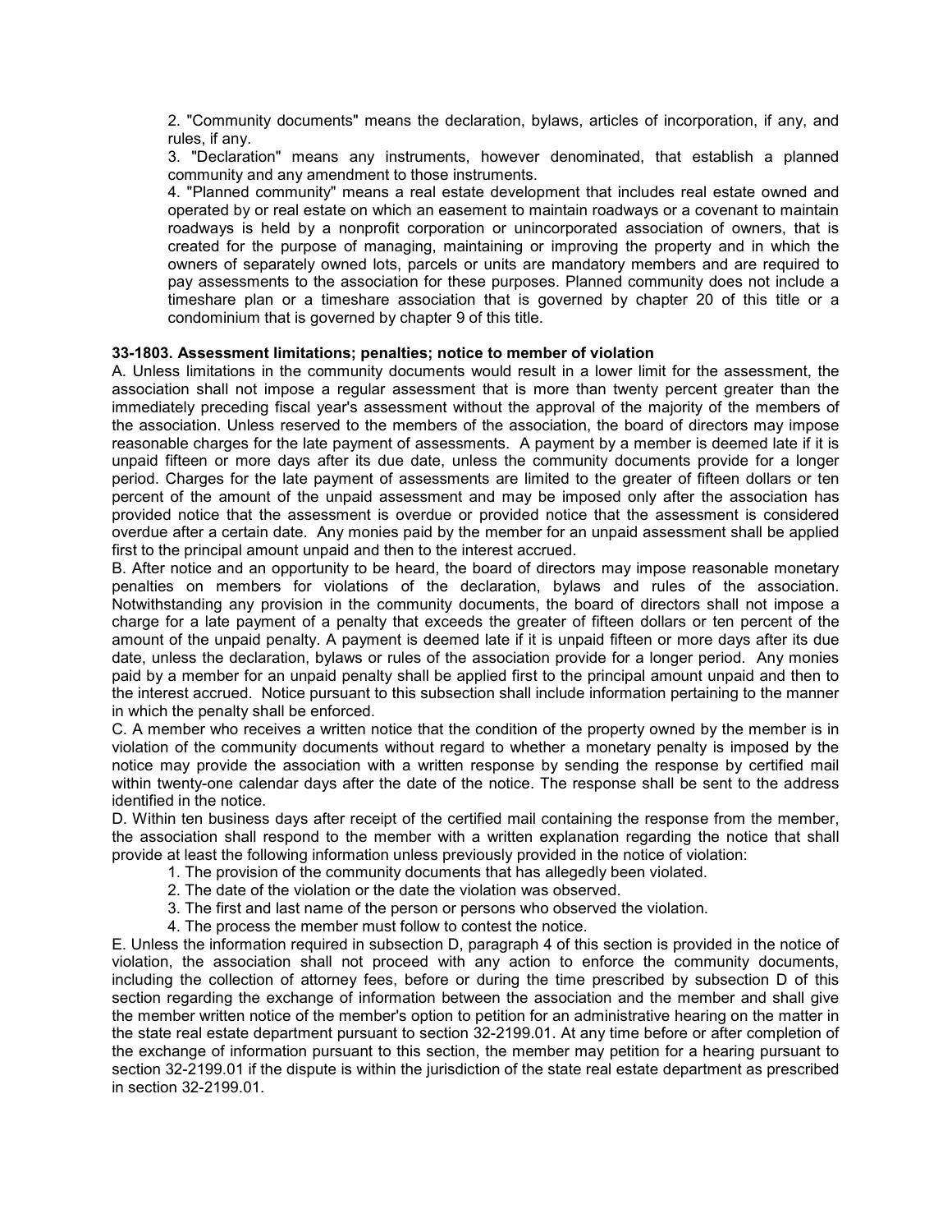2. "Community documents" means the declaration, bylaws, articles of incorporation, if any, and rules, if any.

3. "Declaration" means any instruments, however denominated, that establish a planned community and any amendment to those instruments.

4. "Planned community" means a real estate development that includes real estate owned and operated by or real estate on which an easement to maintain roadways or a covenant to maintain roadways is held by a nonprofit corporation or unincorporated association of owners, that is created for the purpose of managing, maintaining or improving the property and in which the owners of separately owned lots, parcels or units are mandatory members and are required to pay assessments to the association for these purposes. Planned community does not include a timeshare plan or a timeshare association that is governed by chapter 20 of this title or a condominium that is governed by chapter 9 of this title.

**33-1803. Assessment limitations; penalties; notice to member of violation**

A. Unless limitations in the community documents would result in a lower limit for the assessment, the association shall not impose a regular assessment that is more than twenty percent greater than the immediately preceding fiscal year's assessment without the approval of the majority of the members of the association. Unless reserved to the members of the association, the board of directors may impose reasonable charges for the late payment of assessments. A payment by a member is deemed late if it is unpaid fifteen or more days after its due date, unless the community documents provide for a longer period. Charges for the late payment of assessments are limited to the greater of fifteen dollars or ten percent of the amount of the unpaid assessment and may be imposed only after the association has provided notice that the assessment is overdue or provided notice that the assessment is considered overdue after a certain date. Any monies paid by the member for an unpaid assessment shall be applied first to the principal amount unpaid and then to the interest accrued.

B. After notice and an opportunity to be heard, the board of directors may impose reasonable monetary penalties on members for violations of the declaration, bylaws and rules of the association. Notwithstanding any provision in the community documents, the board of directors shall not impose a charge for a late payment of a penalty that exceeds the greater of fifteen dollars or ten percent of the amount of the unpaid penalty. A payment is deemed late if it is unpaid fifteen or more days after its due date, unless the declaration, bylaws or rules of the association provide for a longer period. Any monies paid by a member for an unpaid penalty shall be applied first to the principal amount unpaid and then to the interest accrued. Notice pursuant to this subsection shall include information pertaining to the manner in which the penalty shall be enforced.

C. A member who receives a written notice that the condition of the property owned by the member is in violation of the community documents without regard to whether a monetary penalty is imposed by the notice may provide the association with a written response by sending the response by certified mail within twenty-one calendar days after the date of the notice. The response shall be sent to the address identified in the notice.

D. Within ten business days after receipt of the certified mail containing the response from the member, the association shall respond to the member with a written explanation regarding the notice that shall provide at least the following information unless previously provided in the notice of violation:

1. The provision of the community documents that has allegedly been violated.
2. The date of the violation or the date the violation was observed.
3. The first and last name of the person or persons who observed the violation.
4. The process the member must follow to contest the notice.

E. Unless the information required in subsection D, paragraph 4 of this section is provided in the notice of violation, the association shall not proceed with any action to enforce the community documents, including the collection of attorney fees, before or during the time prescribed by subsection D of this section regarding the exchange of information between the association and the member and shall give the member written notice of the member's option to petition for an administrative hearing on the matter in the state real estate department pursuant to section 32-2199.01. At any time before or after completion of the exchange of information pursuant to this section, the member may petition for a hearing pursuant to section 32-2199.01 if the dispute is within the jurisdiction of the state real estate department as prescribed in section 32-2199.01.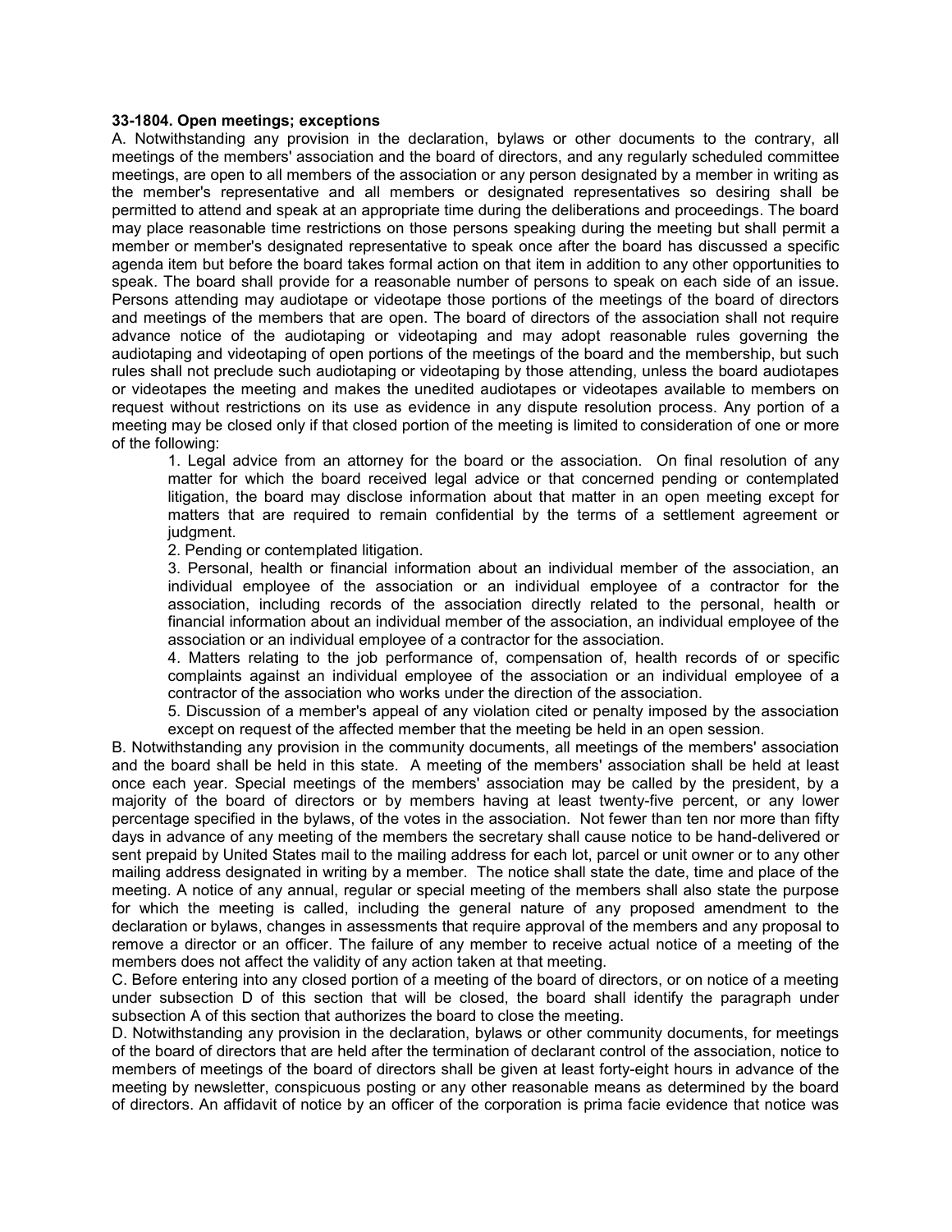**33-1804. Open meetings; exceptions**

A. Notwithstanding any provision in the declaration, bylaws or other documents to the contrary, all meetings of the members' association and the board of directors, and any regularly scheduled committee meetings, are open to all members of the association or any person designated by a member in writing as the member's representative and all members or designated representatives so desiring shall be permitted to attend and speak at an appropriate time during the deliberations and proceedings. The board may place reasonable time restrictions on those persons speaking during the meeting but shall permit a member or member's designated representative to speak once after the board has discussed a specific agenda item but before the board takes formal action on that item in addition to any other opportunities to speak. The board shall provide for a reasonable number of persons to speak on each side of an issue. Persons attending may audiotape or videotape those portions of the meetings of the board of directors and meetings of the members that are open. The board of directors of the association shall not require advance notice of the audiotaping or videotaping and may adopt reasonable rules governing the audiotaping and videotaping of open portions of the meetings of the board and the membership, but such rules shall not preclude such audiotaping or videotaping by those attending, unless the board audiotapes or videotapes the meeting and makes the unedited audiotapes or videotapes available to members on request without restrictions on its use as evidence in any dispute resolution process. Any portion of a meeting may be closed only if that closed portion of the meeting is limited to consideration of one or more of the following:

1. Legal advice from an attorney for the board or the association. On final resolution of any matter for which the board received legal advice or that concerned pending or contemplated litigation, the board may disclose information about that matter in an open meeting except for matters that are required to remain confidential by the terms of a settlement agreement or judgment.
2. Pending or contemplated litigation.
3. Personal, health or financial information about an individual member of the association, an individual employee of the association or an individual employee of a contractor for the association, including records of the association directly related to the personal, health or financial information about an individual member of the association, an individual employee of the association or an individual employee of a contractor for the association.
4. Matters relating to the job performance of, compensation of, health records of or specific complaints against an individual employee of the association or an individual employee of a contractor of the association who works under the direction of the association.
5. Discussion of a member's appeal of any violation cited or penalty imposed by the association except on request of the affected member that the meeting be held in an open session.

B. Notwithstanding any provision in the community documents, all meetings of the members' association and the board shall be held in this state. A meeting of the members' association shall be held at least once each year. Special meetings of the members' association may be called by the president, by a majority of the board of directors or by members having at least twenty-five percent, or any lower percentage specified in the bylaws, of the votes in the association. Not fewer than ten nor more than fifty days in advance of any meeting of the members the secretary shall cause notice to be hand-delivered or sent prepaid by United States mail to the mailing address for each lot, parcel or unit owner or to any other mailing address designated in writing by a member. The notice shall state the date, time and place of the meeting. A notice of any annual, regular or special meeting of the members shall also state the purpose for which the meeting is called, including the general nature of any proposed amendment to the declaration or bylaws, changes in assessments that require approval of the members and any proposal to remove a director or an officer. The failure of any member to receive actual notice of a meeting of the members does not affect the validity of any action taken at that meeting.

C. Before entering into any closed portion of a meeting of the board of directors, or on notice of a meeting under subsection D of this section that will be closed, the board shall identify the paragraph under subsection A of this section that authorizes the board to close the meeting.

D. Notwithstanding any provision in the declaration, bylaws or other community documents, for meetings of the board of directors that are held after the termination of declarant control of the association, notice to members of meetings of the board of directors shall be given at least forty-eight hours in advance of the meeting by newsletter, conspicuous posting or any other reasonable means as determined by the board of directors. An affidavit of notice by an officer of the corporation is prima facie evidence that notice was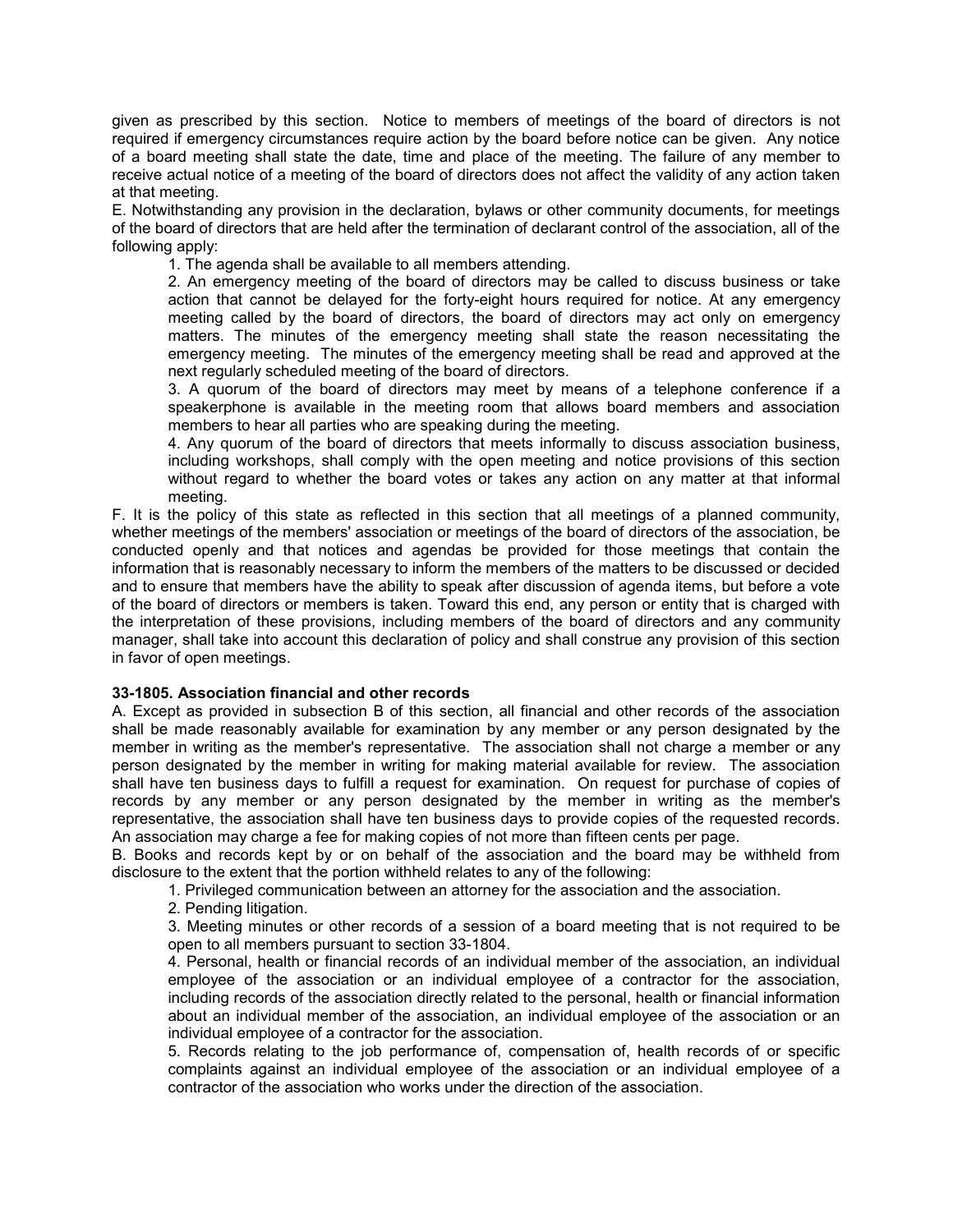given as prescribed by this section. Notice to members of meetings of the board of directors is not required if emergency circumstances require action by the board before notice can be given. Any notice of a board meeting shall state the date, time and place of the meeting. The failure of any member to receive actual notice of a meeting of the board of directors does not affect the validity of any action taken at that meeting.

E. Notwithstanding any provision in the declaration, bylaws or other community documents, for meetings of the board of directors that are held after the termination of declarant control of the association, all of the following apply:

1. The agenda shall be available to all members attending.
2. An emergency meeting of the board of directors may be called to discuss business or take action that cannot be delayed for the forty-eight hours required for notice. At any emergency meeting called by the board of directors, the board of directors may act only on emergency matters. The minutes of the emergency meeting shall state the reason necessitating the emergency meeting. The minutes of the emergency meeting shall be read and approved at the next regularly scheduled meeting of the board of directors.
3. A quorum of the board of directors may meet by means of a telephone conference if a speakerphone is available in the meeting room that allows board members and association members to hear all parties who are speaking during the meeting.
4. Any quorum of the board of directors that meets informally to discuss association business, including workshops, shall comply with the open meeting and notice provisions of this section without regard to whether the board votes or takes any action on any matter at that informal meeting.

F. It is the policy of this state as reflected in this section that all meetings of a planned community, whether meetings of the members' association or meetings of the board of directors of the association, be conducted openly and that notices and agendas be provided for those meetings that contain the information that is reasonably necessary to inform the members of the matters to be discussed or decided and to ensure that members have the ability to speak after discussion of agenda items, but before a vote of the board of directors or members is taken. Toward this end, any person or entity that is charged with the interpretation of these provisions, including members of the board of directors and any community manager, shall take into account this declaration of policy and shall construe any provision of this section in favor of open meetings.

**33-1805. Association financial and other records**

A. Except as provided in subsection B of this section, all financial and other records of the association shall be made reasonably available for examination by any member or any person designated by the member in writing as the member's representative. The association shall not charge a member or any person designated by the member in writing for making material available for review. The association shall have ten business days to fulfill a request for examination. On request for purchase of copies of records by any member or any person designated by the member in writing as the member's representative, the association shall have ten business days to provide copies of the requested records. An association may charge a fee for making copies of not more than fifteen cents per page.

B. Books and records kept by or on behalf of the association and the board may be withheld from disclosure to the extent that the portion withheld relates to any of the following:

1. Privileged communication between an attorney for the association and the association.
2. Pending litigation.
3. Meeting minutes or other records of a session of a board meeting that is not required to be open to all members pursuant to section 33-1804.
4. Personal, health or financial records of an individual member of the association, an individual employee of the association or an individual employee of a contractor for the association, including records of the association directly related to the personal, health or financial information about an individual member of the association, an individual employee of the association or an individual employee of a contractor for the association.
5. Records relating to the job performance of, compensation of, health records of or specific complaints against an individual employee of the association or an individual employee of a contractor of the association who works under the direction of the association.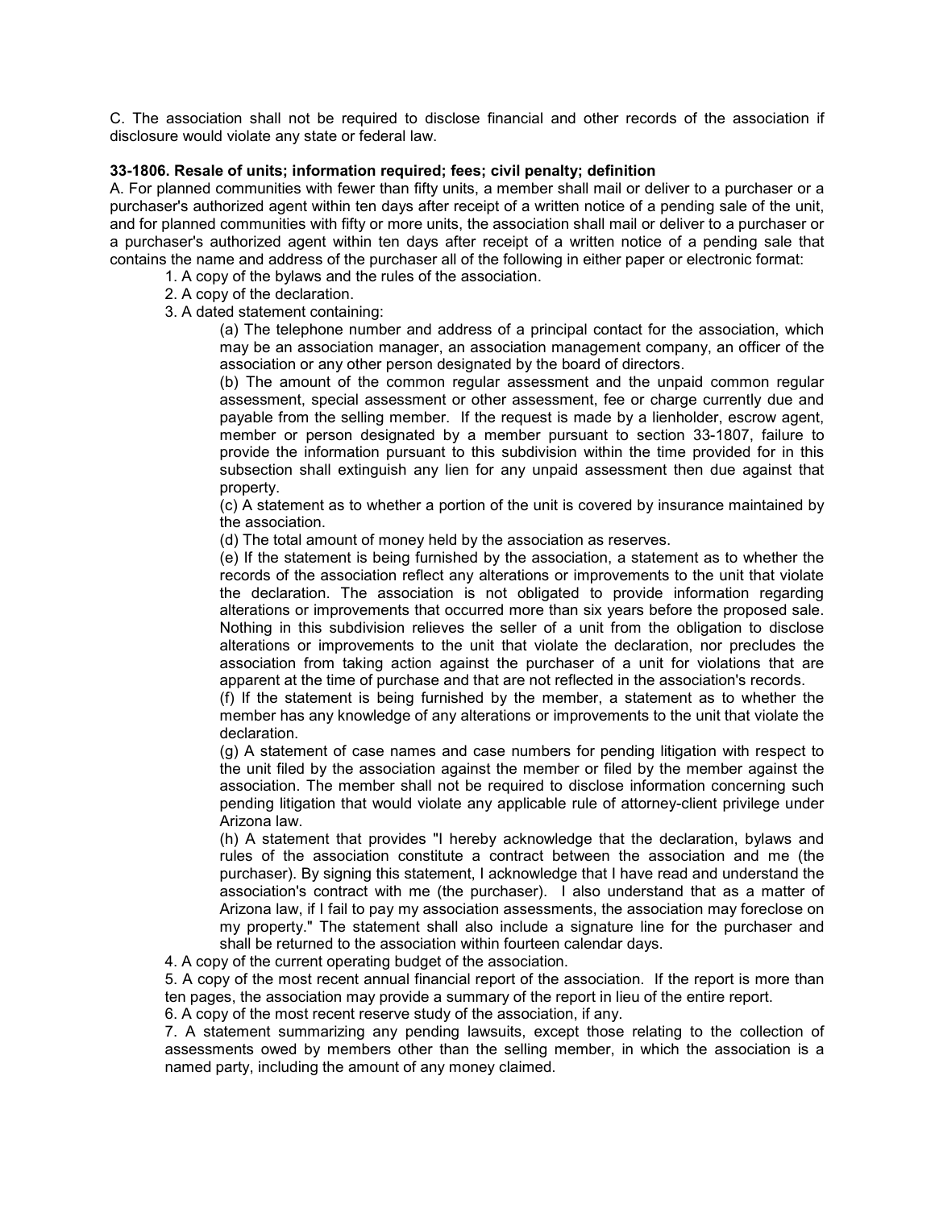C. The association shall not be required to disclose financial and other records of the association if disclosure would violate any state or federal law.

**33-1806. Resale of units; information required; fees; civil penalty; definition**

A. For planned communities with fewer than fifty units, a member shall mail or deliver to a purchaser or a purchaser's authorized agent within ten days after receipt of a written notice of a pending sale of the unit, and for planned communities with fifty or more units, the association shall mail or deliver to a purchaser or a purchaser's authorized agent within ten days after receipt of a written notice of a pending sale that contains the name and address of the purchaser all of the following in either paper or electronic format:

1. A copy of the bylaws and the rules of the association.
2. A copy of the declaration.
3. A dated statement containing:

    (a) The telephone number and address of a principal contact for the association, which may be an association manager, an association management company, an officer of the association or any other person designated by the board of directors.

    (b) The amount of the common regular assessment and the unpaid common regular assessment, special assessment or other assessment, fee or charge currently due and payable from the selling member. If the request is made by a lienholder, escrow agent, member or person designated by a member pursuant to section 33-1807, failure to provide the information pursuant to this subdivision within the time provided for in this subsection shall extinguish any lien for any unpaid assessment then due against that property.

    (c) A statement as to whether a portion of the unit is covered by insurance maintained by the association.

    (d) The total amount of money held by the association as reserves.

    (e) If the statement is being furnished by the association, a statement as to whether the records of the association reflect any alterations or improvements to the unit that violate the declaration. The association is not obligated to provide information regarding alterations or improvements that occurred more than six years before the proposed sale. Nothing in this subdivision relieves the seller of a unit from the obligation to disclose alterations or improvements to the unit that violate the declaration, nor precludes the association from taking action against the purchaser of a unit for violations that are apparent at the time of purchase and that are not reflected in the association's records.

    (f) If the statement is being furnished by the member, a statement as to whether the member has any knowledge of any alterations or improvements to the unit that violate the declaration.

    (g) A statement of case names and case numbers for pending litigation with respect to the unit filed by the association against the member or filed by the member against the association. The member shall not be required to disclose information concerning such pending litigation that would violate any applicable rule of attorney-client privilege under Arizona law.

    (h) A statement that provides "I hereby acknowledge that the declaration, bylaws and rules of the association constitute a contract between the association and me (the purchaser). By signing this statement, I acknowledge that I have read and understand the association's contract with me (the purchaser). I also understand that as a matter of Arizona law, if I fail to pay my association assessments, the association may foreclose on my property." The statement shall also include a signature line for the purchaser and shall be returned to the association within fourteen calendar days.

4. A copy of the current operating budget of the association.
5. A copy of the most recent annual financial report of the association. If the report is more than ten pages, the association may provide a summary of the report in lieu of the entire report.
6. A copy of the most recent reserve study of the association, if any.
7. A statement summarizing any pending lawsuits, except those relating to the collection of assessments owed by members other than the selling member, in which the association is a named party, including the amount of any money claimed.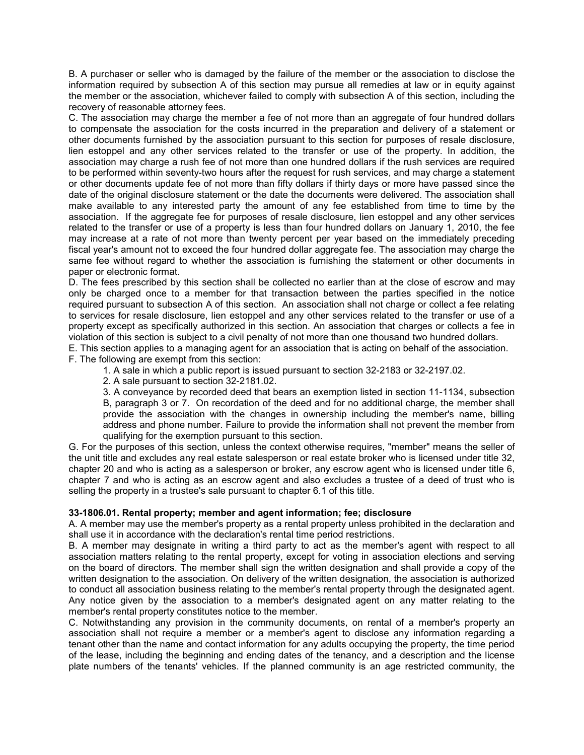B. A purchaser or seller who is damaged by the failure of the member or the association to disclose the information required by subsection A of this section may pursue all remedies at law or in equity against the member or the association, whichever failed to comply with subsection A of this section, including the recovery of reasonable attorney fees.

C. The association may charge the member a fee of not more than an aggregate of four hundred dollars to compensate the association for the costs incurred in the preparation and delivery of a statement or other documents furnished by the association pursuant to this section for purposes of resale disclosure, lien estoppel and any other services related to the transfer or use of the property. In addition, the association may charge a rush fee of not more than one hundred dollars if the rush services are required to be performed within seventy-two hours after the request for rush services, and may charge a statement or other documents update fee of not more than fifty dollars if thirty days or more have passed since the date of the original disclosure statement or the date the documents were delivered. The association shall make available to any interested party the amount of any fee established from time to time by the association. If the aggregate fee for purposes of resale disclosure, lien estoppel and any other services related to the transfer or use of a property is less than four hundred dollars on January 1, 2010, the fee may increase at a rate of not more than twenty percent per year based on the immediately preceding fiscal year's amount not to exceed the four hundred dollar aggregate fee. The association may charge the same fee without regard to whether the association is furnishing the statement or other documents in paper or electronic format.

D. The fees prescribed by this section shall be collected no earlier than at the close of escrow and may only be charged once to a member for that transaction between the parties specified in the notice required pursuant to subsection A of this section. An association shall not charge or collect a fee relating to services for resale disclosure, lien estoppel and any other services related to the transfer or use of a property except as specifically authorized in this section. An association that charges or collects a fee in violation of this section is subject to a civil penalty of not more than one thousand two hundred dollars.

E. This section applies to a managing agent for an association that is acting on behalf of the association.

F. The following are exempt from this section:

1. A sale in which a public report is issued pursuant to section 32-2183 or 32-2197.02.
2. A sale pursuant to section 32-2181.02.
3. A conveyance by recorded deed that bears an exemption listed in section 11-1134, subsection B, paragraph 3 or 7. On recordation of the deed and for no additional charge, the member shall provide the association with the changes in ownership including the member's name, billing address and phone number. Failure to provide the information shall not prevent the member from qualifying for the exemption pursuant to this section.

G. For the purposes of this section, unless the context otherwise requires, "member" means the seller of the unit title and excludes any real estate salesperson or real estate broker who is licensed under title 32, chapter 20 and who is acting as a salesperson or broker, any escrow agent who is licensed under title 6, chapter 7 and who is acting as an escrow agent and also excludes a trustee of a deed of trust who is selling the property in a trustee's sale pursuant to chapter 6.1 of this title.

**33-1806.01. Rental property; member and agent information; fee; disclosure**

A. A member may use the member's property as a rental property unless prohibited in the declaration and shall use it in accordance with the declaration's rental time period restrictions.

B. A member may designate in writing a third party to act as the member's agent with respect to all association matters relating to the rental property, except for voting in association elections and serving on the board of directors. The member shall sign the written designation and shall provide a copy of the written designation to the association. On delivery of the written designation, the association is authorized to conduct all association business relating to the member's rental property through the designated agent. Any notice given by the association to a member's designated agent on any matter relating to the member's rental property constitutes notice to the member.

C. Notwithstanding any provision in the community documents, on rental of a member's property an association shall not require a member or a member's agent to disclose any information regarding a tenant other than the name and contact information for any adults occupying the property, the time period of the lease, including the beginning and ending dates of the tenancy, and a description and the license plate numbers of the tenants' vehicles. If the planned community is an age restricted community, the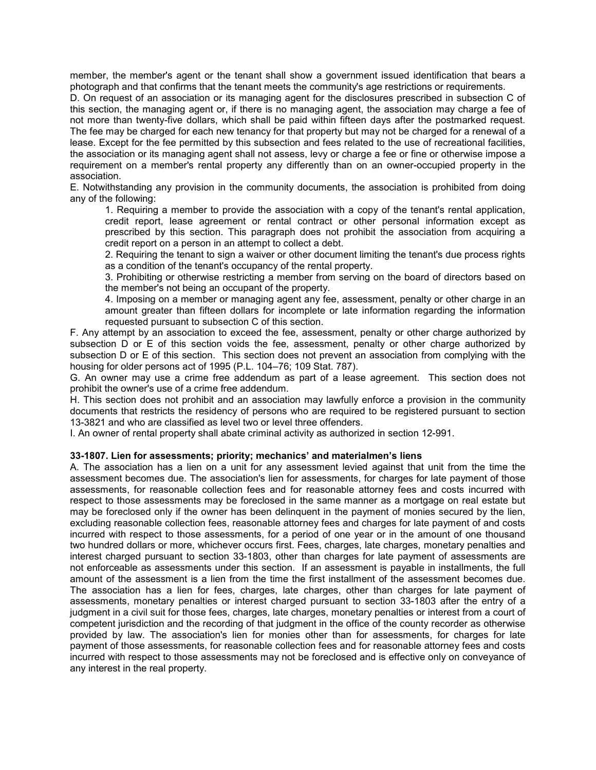member, the member's agent or the tenant shall show a government issued identification that bears a photograph and that confirms that the tenant meets the community's age restrictions or requirements.

D. On request of an association or its managing agent for the disclosures prescribed in subsection C of this section, the managing agent or, if there is no managing agent, the association may charge a fee of not more than twenty-five dollars, which shall be paid within fifteen days after the postmarked request. The fee may be charged for each new tenancy for that property but may not be charged for a renewal of a lease. Except for the fee permitted by this subsection and fees related to the use of recreational facilities, the association or its managing agent shall not assess, levy or charge a fee or fine or otherwise impose a requirement on a member's rental property any differently than on an owner-occupied property in the association.

E. Notwithstanding any provision in the community documents, the association is prohibited from doing any of the following:

1. Requiring a member to provide the association with a copy of the tenant's rental application, credit report, lease agreement or rental contract or other personal information except as prescribed by this section. This paragraph does not prohibit the association from acquiring a credit report on a person in an attempt to collect a debt.
2. Requiring the tenant to sign a waiver or other document limiting the tenant's due process rights as a condition of the tenant's occupancy of the rental property.
3. Prohibiting or otherwise restricting a member from serving on the board of directors based on the member's not being an occupant of the property.
4. Imposing on a member or managing agent any fee, assessment, penalty or other charge in an amount greater than fifteen dollars for incomplete or late information regarding the information requested pursuant to subsection C of this section.

F. Any attempt by an association to exceed the fee, assessment, penalty or other charge authorized by subsection D or E of this section voids the fee, assessment, penalty or other charge authorized by subsection D or E of this section. This section does not prevent an association from complying with the housing for older persons act of 1995 (P.L. 104–76; 109 Stat. 787).

G. An owner may use a crime free addendum as part of a lease agreement. This section does not prohibit the owner's use of a crime free addendum.

H. This section does not prohibit and an association may lawfully enforce a provision in the community documents that restricts the residency of persons who are required to be registered pursuant to section 13-3821 and who are classified as level two or level three offenders.

I. An owner of rental property shall abate criminal activity as authorized in section 12-991.

**33-1807. Lien for assessments; priority; mechanics' and materialmen's liens**

A. The association has a lien on a unit for any assessment levied against that unit from the time the assessment becomes due. The association's lien for assessments, for charges for late payment of those assessments, for reasonable collection fees and for reasonable attorney fees and costs incurred with respect to those assessments may be foreclosed in the same manner as a mortgage on real estate but may be foreclosed only if the owner has been delinquent in the payment of monies secured by the lien, excluding reasonable collection fees, reasonable attorney fees and charges for late payment of and costs incurred with respect to those assessments, for a period of one year or in the amount of one thousand two hundred dollars or more, whichever occurs first. Fees, charges, late charges, monetary penalties and interest charged pursuant to section 33-1803, other than charges for late payment of assessments are not enforceable as assessments under this section. If an assessment is payable in installments, the full amount of the assessment is a lien from the time the first installment of the assessment becomes due. The association has a lien for fees, charges, late charges, other than charges for late payment of assessments, monetary penalties or interest charged pursuant to section 33-1803 after the entry of a judgment in a civil suit for those fees, charges, late charges, monetary penalties or interest from a court of competent jurisdiction and the recording of that judgment in the office of the county recorder as otherwise provided by law. The association's lien for monies other than for assessments, for charges for late payment of those assessments, for reasonable collection fees and for reasonable attorney fees and costs incurred with respect to those assessments may not be foreclosed and is effective only on conveyance of any interest in the real property.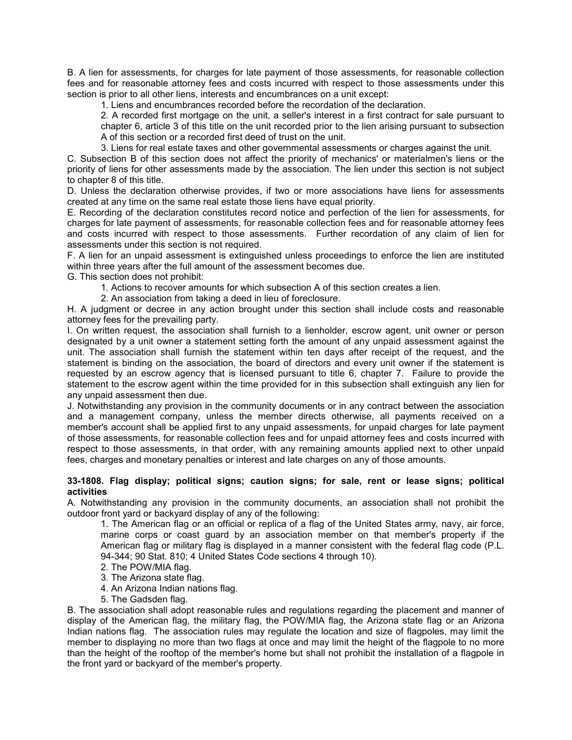B. A lien for assessments, for charges for late payment of those assessments, for reasonable collection fees and for reasonable attorney fees and costs incurred with respect to those assessments under this section is prior to all other liens, interests and encumbrances on a unit except:

1. Liens and encumbrances recorded before the recordation of the declaration.

2. A recorded first mortgage on the unit, a seller's interest in a first contract for sale pursuant to chapter 6, article 3 of this title on the unit recorded prior to the lien arising pursuant to subsection A of this section or a recorded first deed of trust on the unit.

3. Liens for real estate taxes and other governmental assessments or charges against the unit.

C. Subsection B of this section does not affect the priority of mechanics' or materialmen's liens or the priority of liens for other assessments made by the association. The lien under this section is not subject to chapter 8 of this title.

D. Unless the declaration otherwise provides, if two or more associations have liens for assessments created at any time on the same real estate those liens have equal priority.

E. Recording of the declaration constitutes record notice and perfection of the lien for assessments, for charges for late payment of assessments, for reasonable collection fees and for reasonable attorney fees and costs incurred with respect to those assessments. Further recordation of any claim of lien for assessments under this section is not required.

F. A lien for an unpaid assessment is extinguished unless proceedings to enforce the lien are instituted within three years after the full amount of the assessment becomes due.

G. This section does not prohibit:

1. Actions to recover amounts for which subsection A of this section creates a lien.

2. An association from taking a deed in lieu of foreclosure.

H. A judgment or decree in any action brought under this section shall include costs and reasonable attorney fees for the prevailing party.

I. On written request, the association shall furnish to a lienholder, escrow agent, unit owner or person designated by a unit owner a statement setting forth the amount of any unpaid assessment against the unit. The association shall furnish the statement within ten days after receipt of the request, and the statement is binding on the association, the board of directors and every unit owner if the statement is requested by an escrow agency that is licensed pursuant to title 6, chapter 7. Failure to provide the statement to the escrow agent within the time provided for in this subsection shall extinguish any lien for any unpaid assessment then due.

J. Notwithstanding any provision in the community documents or in any contract between the association and a management company, unless the member directs otherwise, all payments received on a member's account shall be applied first to any unpaid assessments, for unpaid charges for late payment of those assessments, for reasonable collection fees and for unpaid attorney fees and costs incurred with respect to those assessments, in that order, with any remaining amounts applied next to other unpaid fees, charges and monetary penalties or interest and late charges on any of those amounts.

**33-1808. Flag display; political signs; caution signs; for sale, rent or lease signs; political activities**

A. Notwithstanding any provision in the community documents, an association shall not prohibit the outdoor front yard or backyard display of any of the following:

1. The American flag or an official or replica of a flag of the United States army, navy, air force, marine corps or coast guard by an association member on that member's property if the American flag or military flag is displayed in a manner consistent with the federal flag code (P.L. 94-344; 90 Stat. 810; 4 United States Code sections 4 through 10).

2. The POW/MIA flag.

3. The Arizona state flag.

4. An Arizona Indian nations flag.

5. The Gadsden flag.

B. The association shall adopt reasonable rules and regulations regarding the placement and manner of display of the American flag, the military flag, the POW/MIA flag, the Arizona state flag or an Arizona Indian nations flag. The association rules may regulate the location and size of flagpoles, may limit the member to displaying no more than two flags at once and may limit the height of the flagpole to no more than the height of the rooftop of the member's home but shall not prohibit the installation of a flagpole in the front yard or backyard of the member's property.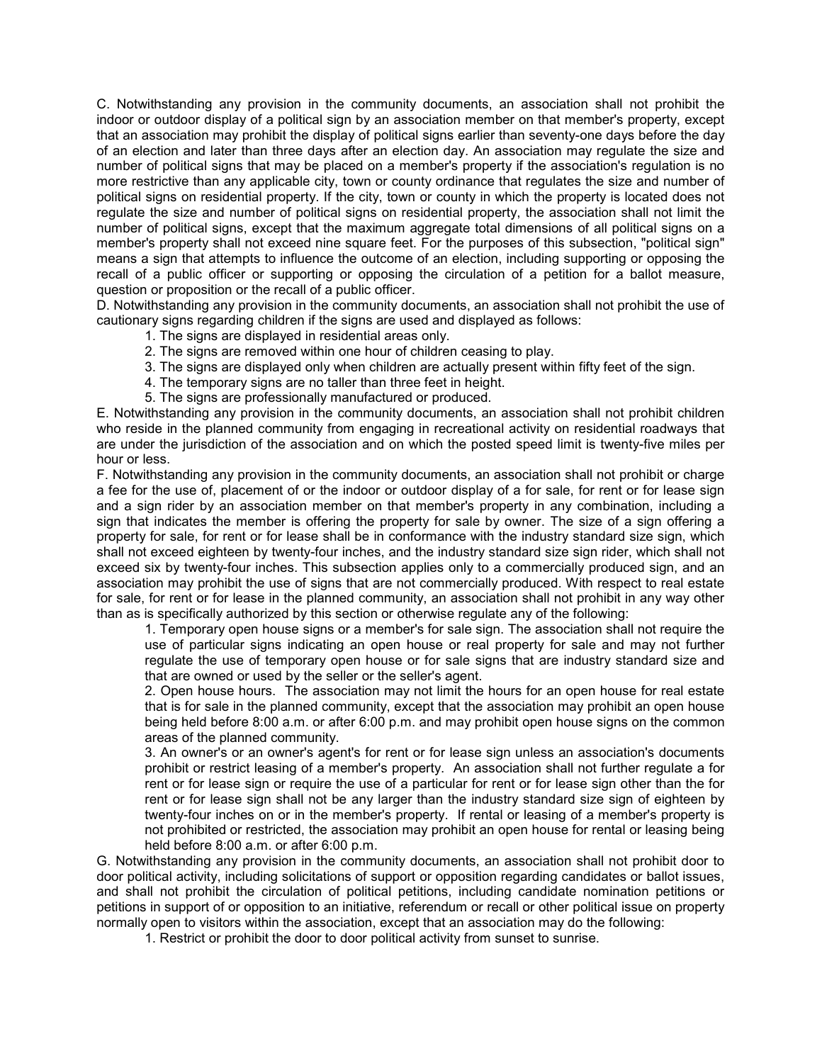C. Notwithstanding any provision in the community documents, an association shall not prohibit the indoor or outdoor display of a political sign by an association member on that member's property, except that an association may prohibit the display of political signs earlier than seventy-one days before the day of an election and later than three days after an election day. An association may regulate the size and number of political signs that may be placed on a member's property if the association's regulation is no more restrictive than any applicable city, town or county ordinance that regulates the size and number of political signs on residential property. If the city, town or county in which the property is located does not regulate the size and number of political signs on residential property, the association shall not limit the number of political signs, except that the maximum aggregate total dimensions of all political signs on a member's property shall not exceed nine square feet. For the purposes of this subsection, "political sign" means a sign that attempts to influence the outcome of an election, including supporting or opposing the recall of a public officer or supporting or opposing the circulation of a petition for a ballot measure, question or proposition or the recall of a public officer.

D. Notwithstanding any provision in the community documents, an association shall not prohibit the use of cautionary signs regarding children if the signs are used and displayed as follows:

1. The signs are displayed in residential areas only.
2. The signs are removed within one hour of children ceasing to play.
3. The signs are displayed only when children are actually present within fifty feet of the sign.
4. The temporary signs are no taller than three feet in height.
5. The signs are professionally manufactured or produced.

E. Notwithstanding any provision in the community documents, an association shall not prohibit children who reside in the planned community from engaging in recreational activity on residential roadways that are under the jurisdiction of the association and on which the posted speed limit is twenty-five miles per hour or less.

F. Notwithstanding any provision in the community documents, an association shall not prohibit or charge a fee for the use of, placement of or the indoor or outdoor display of a for sale, for rent or for lease sign and a sign rider by an association member on that member's property in any combination, including a sign that indicates the member is offering the property for sale by owner. The size of a sign offering a property for sale, for rent or for lease shall be in conformance with the industry standard size sign, which shall not exceed eighteen by twenty-four inches, and the industry standard size sign rider, which shall not exceed six by twenty-four inches. This subsection applies only to a commercially produced sign, and an association may prohibit the use of signs that are not commercially produced. With respect to real estate for sale, for rent or for lease in the planned community, an association shall not prohibit in any way other than as is specifically authorized by this section or otherwise regulate any of the following:

1. Temporary open house signs or a member's for sale sign. The association shall not require the use of particular signs indicating an open house or real property for sale and may not further regulate the use of temporary open house or for sale signs that are industry standard size and that are owned or used by the seller or the seller's agent.
2. Open house hours. The association may not limit the hours for an open house for real estate that is for sale in the planned community, except that the association may prohibit an open house being held before 8:00 a.m. or after 6:00 p.m. and may prohibit open house signs on the common areas of the planned community.
3. An owner's or an owner's agent's for rent or for lease sign unless an association's documents prohibit or restrict leasing of a member's property. An association shall not further regulate a for rent or for lease sign or require the use of a particular for rent or for lease sign other than the for rent or for lease sign shall not be any larger than the industry standard size sign of eighteen by twenty-four inches on or in the member's property. If rental or leasing of a member's property is not prohibited or restricted, the association may prohibit an open house for rental or leasing being held before 8:00 a.m. or after 6:00 p.m.

G. Notwithstanding any provision in the community documents, an association shall not prohibit door to door political activity, including solicitations of support or opposition regarding candidates or ballot issues, and shall not prohibit the circulation of political petitions, including candidate nomination petitions or petitions in support of or opposition to an initiative, referendum or recall or other political issue on property normally open to visitors within the association, except that an association may do the following:

1. Restrict or prohibit the door to door political activity from sunset to sunrise.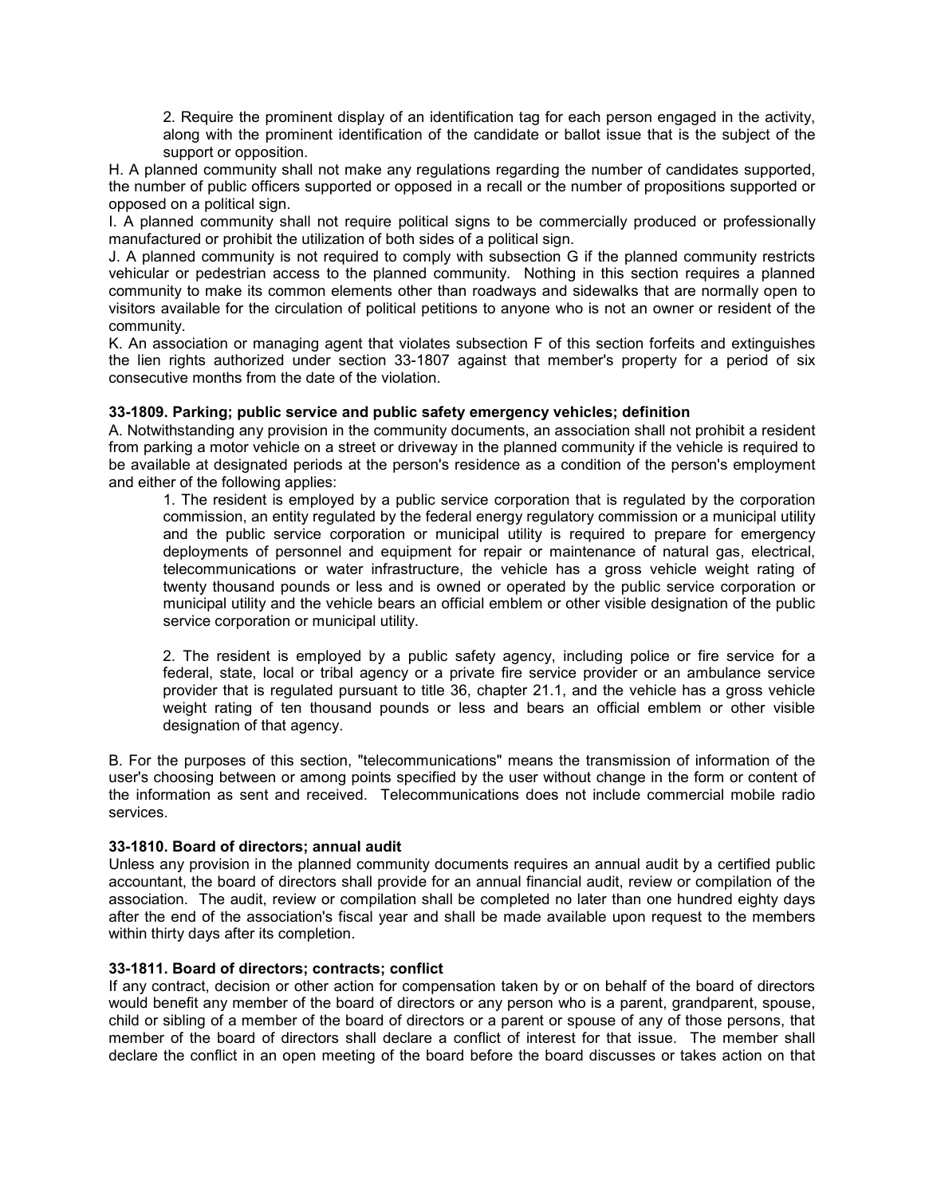2. Require the prominent display of an identification tag for each person engaged in the activity, along with the prominent identification of the candidate or ballot issue that is the subject of the support or opposition.

H. A planned community shall not make any regulations regarding the number of candidates supported, the number of public officers supported or opposed in a recall or the number of propositions supported or opposed on a political sign.

I. A planned community shall not require political signs to be commercially produced or professionally manufactured or prohibit the utilization of both sides of a political sign.

J. A planned community is not required to comply with subsection G if the planned community restricts vehicular or pedestrian access to the planned community. Nothing in this section requires a planned community to make its common elements other than roadways and sidewalks that are normally open to visitors available for the circulation of political petitions to anyone who is not an owner or resident of the community.

K. An association or managing agent that violates subsection F of this section forfeits and extinguishes the lien rights authorized under section 33-1807 against that member's property for a period of six consecutive months from the date of the violation.

**33-1809. Parking; public service and public safety emergency vehicles; definition**

A. Notwithstanding any provision in the community documents, an association shall not prohibit a resident from parking a motor vehicle on a street or driveway in the planned community if the vehicle is required to be available at designated periods at the person's residence as a condition of the person's employment and either of the following applies:

1. The resident is employed by a public service corporation that is regulated by the corporation commission, an entity regulated by the federal energy regulatory commission or a municipal utility and the public service corporation or municipal utility is required to prepare for emergency deployments of personnel and equipment for repair or maintenance of natural gas, electrical, telecommunications or water infrastructure, the vehicle has a gross vehicle weight rating of twenty thousand pounds or less and is owned or operated by the public service corporation or municipal utility and the vehicle bears an official emblem or other visible designation of the public service corporation or municipal utility.

2. The resident is employed by a public safety agency, including police or fire service for a federal, state, local or tribal agency or a private fire service provider or an ambulance service provider that is regulated pursuant to title 36, chapter 21.1, and the vehicle has a gross vehicle weight rating of ten thousand pounds or less and bears an official emblem or other visible designation of that agency.

B. For the purposes of this section, "telecommunications" means the transmission of information of the user's choosing between or among points specified by the user without change in the form or content of the information as sent and received. Telecommunications does not include commercial mobile radio services.

**33-1810. Board of directors; annual audit**

Unless any provision in the planned community documents requires an annual audit by a certified public accountant, the board of directors shall provide for an annual financial audit, review or compilation of the association. The audit, review or compilation shall be completed no later than one hundred eighty days after the end of the association's fiscal year and shall be made available upon request to the members within thirty days after its completion.

**33-1811. Board of directors; contracts; conflict**

If any contract, decision or other action for compensation taken by or on behalf of the board of directors would benefit any member of the board of directors or any person who is a parent, grandparent, spouse, child or sibling of a member of the board of directors or a parent or spouse of any of those persons, that member of the board of directors shall declare a conflict of interest for that issue. The member shall declare the conflict in an open meeting of the board before the board discusses or takes action on that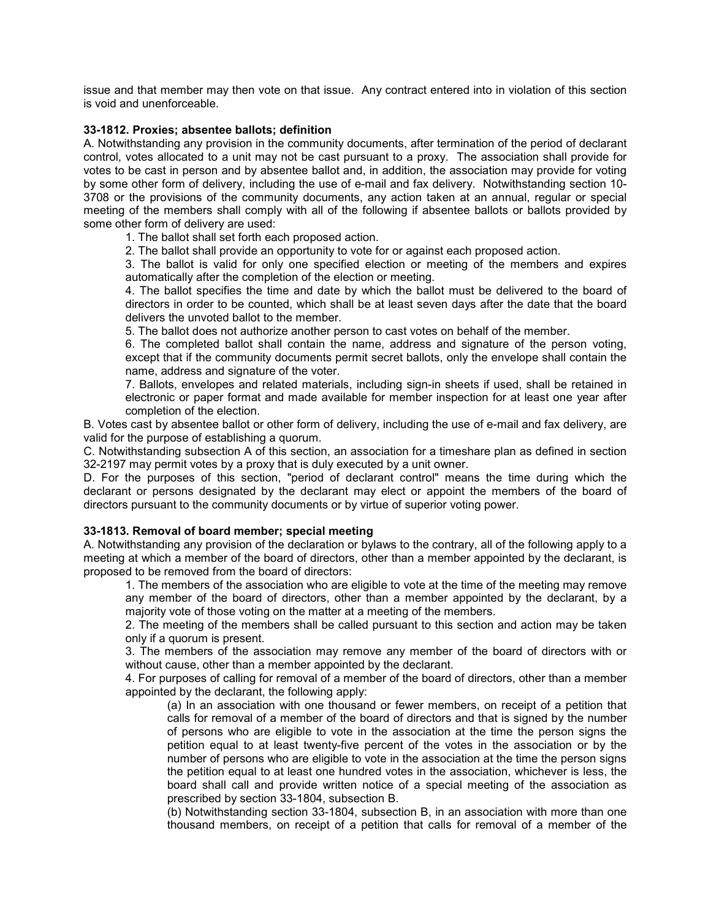issue and that member may then vote on that issue. Any contract entered into in violation of this section is void and unenforceable.

**33-1812. Proxies; absentee ballots; definition**

A. Notwithstanding any provision in the community documents, after termination of the period of declarant control, votes allocated to a unit may not be cast pursuant to a proxy. The association shall provide for votes to be cast in person and by absentee ballot and, in addition, the association may provide for voting by some other form of delivery, including the use of e-mail and fax delivery. Notwithstanding section 10-3708 or the provisions of the community documents, any action taken at an annual, regular or special meeting of the members shall comply with all of the following if absentee ballots or ballots provided by some other form of delivery are used:

1. The ballot shall set forth each proposed action.
2. The ballot shall provide an opportunity to vote for or against each proposed action.
3. The ballot is valid for only one specified election or meeting of the members and expires automatically after the completion of the election or meeting.
4. The ballot specifies the time and date by which the ballot must be delivered to the board of directors in order to be counted, which shall be at least seven days after the date that the board delivers the unvoted ballot to the member.
5. The ballot does not authorize another person to cast votes on behalf of the member.
6. The completed ballot shall contain the name, address and signature of the person voting, except that if the community documents permit secret ballots, only the envelope shall contain the name, address and signature of the voter.
7. Ballots, envelopes and related materials, including sign-in sheets if used, shall be retained in electronic or paper format and made available for member inspection for at least one year after completion of the election.

B. Votes cast by absentee ballot or other form of delivery, including the use of e-mail and fax delivery, are valid for the purpose of establishing a quorum.

C. Notwithstanding subsection A of this section, an association for a timeshare plan as defined in section 32-2197 may permit votes by a proxy that is duly executed by a unit owner.

D. For the purposes of this section, "period of declarant control" means the time during which the declarant or persons designated by the declarant may elect or appoint the members of the board of directors pursuant to the community documents or by virtue of superior voting power.

**33-1813. Removal of board member; special meeting**

A. Notwithstanding any provision of the declaration or bylaws to the contrary, all of the following apply to a meeting at which a member of the board of directors, other than a member appointed by the declarant, is proposed to be removed from the board of directors:

1. The members of the association who are eligible to vote at the time of the meeting may remove any member of the board of directors, other than a member appointed by the declarant, by a majority vote of those voting on the matter at a meeting of the members.
2. The meeting of the members shall be called pursuant to this section and action may be taken only if a quorum is present.
3. The members of the association may remove any member of the board of directors with or without cause, other than a member appointed by the declarant.
4. For purposes of calling for removal of a member of the board of directors, other than a member appointed by the declarant, the following apply:
    (a) In an association with one thousand or fewer members, on receipt of a petition that calls for removal of a member of the board of directors and that is signed by the number of persons who are eligible to vote in the association at the time the person signs the petition equal to at least twenty-five percent of the votes in the association or by the number of persons who are eligible to vote in the association at the time the person signs the petition equal to at least one hundred votes in the association, whichever is less, the board shall call and provide written notice of a special meeting of the association as prescribed by section 33-1804, subsection B.
    (b) Notwithstanding section 33-1804, subsection B, in an association with more than one thousand members, on receipt of a petition that calls for removal of a member of the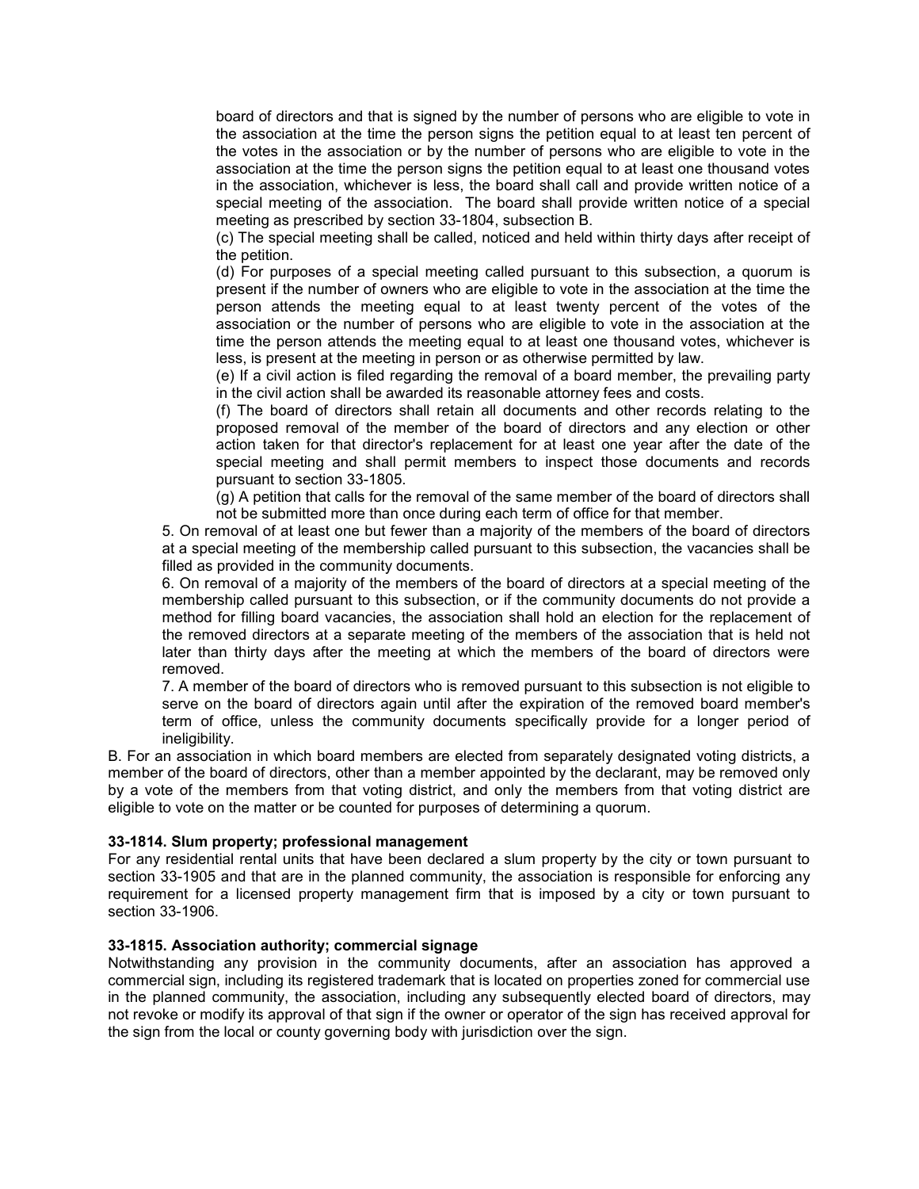board of directors and that is signed by the number of persons who are eligible to vote in the association at the time the person signs the petition equal to at least ten percent of the votes in the association or by the number of persons who are eligible to vote in the association at the time the person signs the petition equal to at least one thousand votes in the association, whichever is less, the board shall call and provide written notice of a special meeting of the association. The board shall provide written notice of a special meeting as prescribed by section 33-1804, subsection B.

(c) The special meeting shall be called, noticed and held within thirty days after receipt of the petition.

(d) For purposes of a special meeting called pursuant to this subsection, a quorum is present if the number of owners who are eligible to vote in the association at the time the person attends the meeting equal to at least twenty percent of the votes of the association or the number of persons who are eligible to vote in the association at the time the person attends the meeting equal to at least one thousand votes, whichever is less, is present at the meeting in person or as otherwise permitted by law.

(e) If a civil action is filed regarding the removal of a board member, the prevailing party in the civil action shall be awarded its reasonable attorney fees and costs.

(f) The board of directors shall retain all documents and other records relating to the proposed removal of the member of the board of directors and any election or other action taken for that director's replacement for at least one year after the date of the special meeting and shall permit members to inspect those documents and records pursuant to section 33-1805.

(g) A petition that calls for the removal of the same member of the board of directors shall not be submitted more than once during each term of office for that member.

5. On removal of at least one but fewer than a majority of the members of the board of directors at a special meeting of the membership called pursuant to this subsection, the vacancies shall be filled as provided in the community documents.

6. On removal of a majority of the members of the board of directors at a special meeting of the membership called pursuant to this subsection, or if the community documents do not provide a method for filling board vacancies, the association shall hold an election for the replacement of the removed directors at a separate meeting of the members of the association that is held not later than thirty days after the meeting at which the members of the board of directors were removed.

7. A member of the board of directors who is removed pursuant to this subsection is not eligible to serve on the board of directors again until after the expiration of the removed board member's term of office, unless the community documents specifically provide for a longer period of ineligibility.

B. For an association in which board members are elected from separately designated voting districts, a member of the board of directors, other than a member appointed by the declarant, may be removed only by a vote of the members from that voting district, and only the members from that voting district are eligible to vote on the matter or be counted for purposes of determining a quorum.

**33-1814. Slum property; professional management**

For any residential rental units that have been declared a slum property by the city or town pursuant to section 33-1905 and that are in the planned community, the association is responsible for enforcing any requirement for a licensed property management firm that is imposed by a city or town pursuant to section 33-1906.

**33-1815. Association authority; commercial signage**

Notwithstanding any provision in the community documents, after an association has approved a commercial sign, including its registered trademark that is located on properties zoned for commercial use in the planned community, the association, including any subsequently elected board of directors, may not revoke or modify its approval of that sign if the owner or operator of the sign has received approval for the sign from the local or county governing body with jurisdiction over the sign.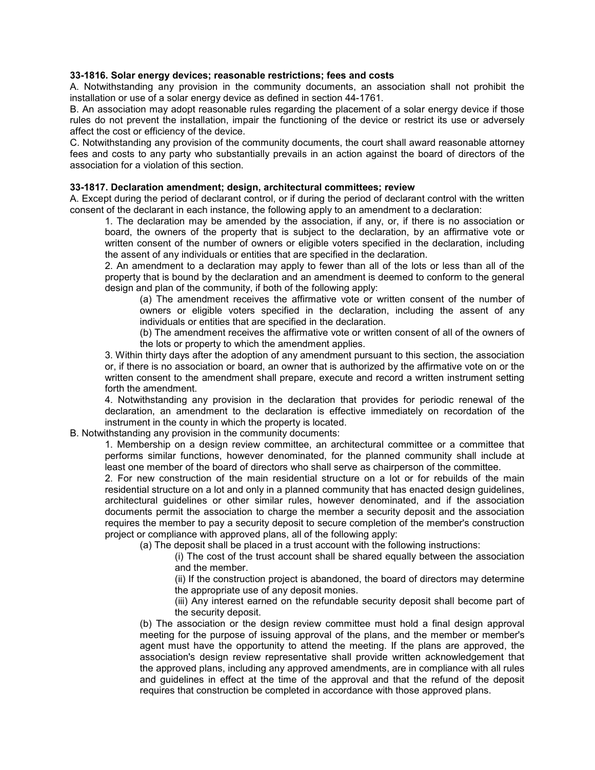**33-1816. Solar energy devices; reasonable restrictions; fees and costs**

A. Notwithstanding any provision in the community documents, an association shall not prohibit the installation or use of a solar energy device as defined in section 44-1761.

B. An association may adopt reasonable rules regarding the placement of a solar energy device if those rules do not prevent the installation, impair the functioning of the device or restrict its use or adversely affect the cost or efficiency of the device.

C. Notwithstanding any provision of the community documents, the court shall award reasonable attorney fees and costs to any party who substantially prevails in an action against the board of directors of the association for a violation of this section.

**33-1817. Declaration amendment; design, architectural committees; review**

A. Except during the period of declarant control, or if during the period of declarant control with the written consent of the declarant in each instance, the following apply to an amendment to a declaration:

1. The declaration may be amended by the association, if any, or, if there is no association or board, the owners of the property that is subject to the declaration, by an affirmative vote or written consent of the number of owners or eligible voters specified in the declaration, including the assent of any individuals or entities that are specified in the declaration.

2. An amendment to a declaration may apply to fewer than all of the lots or less than all of the property that is bound by the declaration and an amendment is deemed to conform to the general design and plan of the community, if both of the following apply:

   (a) The amendment receives the affirmative vote or written consent of the number of owners or eligible voters specified in the declaration, including the assent of any individuals or entities that are specified in the declaration.

   (b) The amendment receives the affirmative vote or written consent of all of the owners of the lots or property to which the amendment applies.

3. Within thirty days after the adoption of any amendment pursuant to this section, the association or, if there is no association or board, an owner that is authorized by the affirmative vote on or the written consent to the amendment shall prepare, execute and record a written instrument setting forth the amendment.

4. Notwithstanding any provision in the declaration that provides for periodic renewal of the declaration, an amendment to the declaration is effective immediately on recordation of the instrument in the county in which the property is located.

B. Notwithstanding any provision in the community documents:

1. Membership on a design review committee, an architectural committee or a committee that performs similar functions, however denominated, for the planned community shall include at least one member of the board of directors who shall serve as chairperson of the committee.

2. For new construction of the main residential structure on a lot or for rebuilds of the main residential structure on a lot and only in a planned community that has enacted design guidelines, architectural guidelines or other similar rules, however denominated, and if the association documents permit the association to charge the member a security deposit and the association requires the member to pay a security deposit to secure completion of the member's construction project or compliance with approved plans, all of the following apply:

   (a) The deposit shall be placed in a trust account with the following instructions:

      (i) The cost of the trust account shall be shared equally between the association and the member.

      (ii) If the construction project is abandoned, the board of directors may determine the appropriate use of any deposit monies.

      (iii) Any interest earned on the refundable security deposit shall become part of the security deposit.

   (b) The association or the design review committee must hold a final design approval meeting for the purpose of issuing approval of the plans, and the member or member's agent must have the opportunity to attend the meeting. If the plans are approved, the association's design review representative shall provide written acknowledgement that the approved plans, including any approved amendments, are in compliance with all rules and guidelines in effect at the time of the approval and that the refund of the deposit requires that construction be completed in accordance with those approved plans.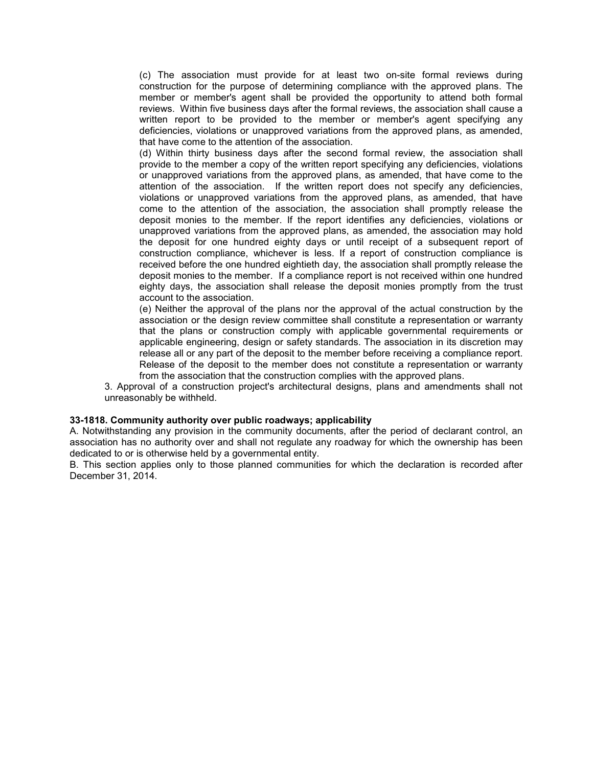(c) The association must provide for at least two on-site formal reviews during construction for the purpose of determining compliance with the approved plans. The member or member's agent shall be provided the opportunity to attend both formal reviews. Within five business days after the formal reviews, the association shall cause a written report to be provided to the member or member's agent specifying any deficiencies, violations or unapproved variations from the approved plans, as amended, that have come to the attention of the association.

(d) Within thirty business days after the second formal review, the association shall provide to the member a copy of the written report specifying any deficiencies, violations or unapproved variations from the approved plans, as amended, that have come to the attention of the association. If the written report does not specify any deficiencies, violations or unapproved variations from the approved plans, as amended, that have come to the attention of the association, the association shall promptly release the deposit monies to the member. If the report identifies any deficiencies, violations or unapproved variations from the approved plans, as amended, the association may hold the deposit for one hundred eighty days or until receipt of a subsequent report of construction compliance, whichever is less. If a report of construction compliance is received before the one hundred eightieth day, the association shall promptly release the deposit monies to the member. If a compliance report is not received within one hundred eighty days, the association shall release the deposit monies promptly from the trust account to the association.

(e) Neither the approval of the plans nor the approval of the actual construction by the association or the design review committee shall constitute a representation or warranty that the plans or construction comply with applicable governmental requirements or applicable engineering, design or safety standards. The association in its discretion may release all or any part of the deposit to the member before receiving a compliance report. Release of the deposit to the member does not constitute a representation or warranty from the association that the construction complies with the approved plans.

3. Approval of a construction project's architectural designs, plans and amendments shall not unreasonably be withheld.

**33-1818. Community authority over public roadways; applicability**

A. Notwithstanding any provision in the community documents, after the period of declarant control, an association has no authority over and shall not regulate any roadway for which the ownership has been dedicated to or is otherwise held by a governmental entity.

B. This section applies only to those planned communities for which the declaration is recorded after December 31, 2014.